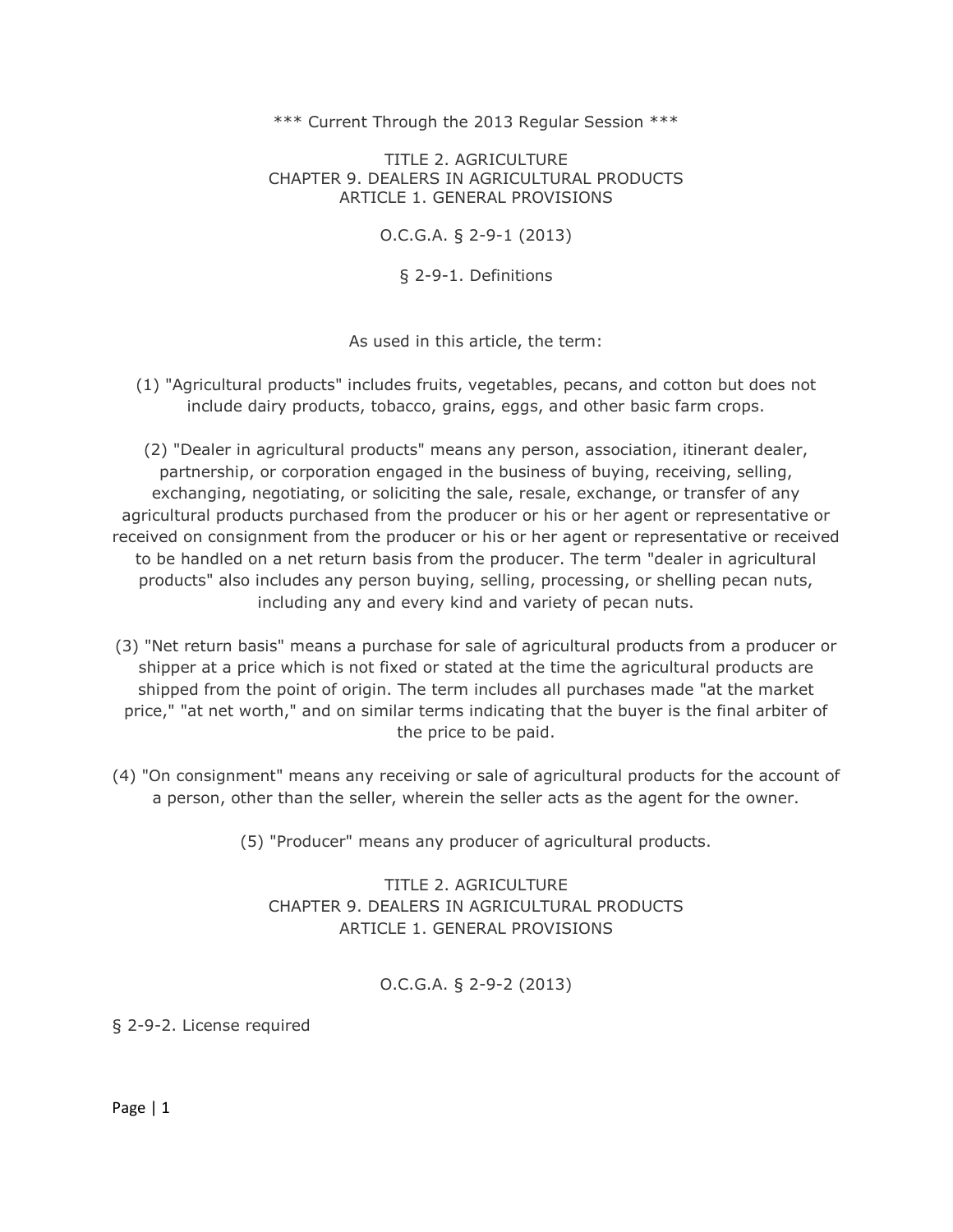\*\*\* Current Through the 2013 Regular Session \*\*\*

TITLE 2. AGRICULTURE
CHAPTER 9. DEALERS IN AGRICULTURAL PRODUCTS
ARTICLE 1. GENERAL PROVISIONS

O.C.G.A. § 2-9-1 (2013)

## § 2-9-1. Definitions

As used in this article, the term:

(1) "Agricultural products" includes fruits, vegetables, pecans, and cotton but does not include dairy products, tobacco, grains, eggs, and other basic farm crops.

(2) "Dealer in agricultural products" means any person, association, itinerant dealer, partnership, or corporation engaged in the business of buying, receiving, selling, exchanging, negotiating, or soliciting the sale, resale, exchange, or transfer of any agricultural products purchased from the producer or his or her agent or representative or received on consignment from the producer or his or her agent or representative or received to be handled on a net return basis from the producer. The term "dealer in agricultural products" also includes any person buying, selling, processing, or shelling pecan nuts, including any and every kind and variety of pecan nuts.

(3) "Net return basis" means a purchase for sale of agricultural products from a producer or shipper at a price which is not fixed or stated at the time the agricultural products are shipped from the point of origin. The term includes all purchases made "at the market price," "at net worth," and on similar terms indicating that the buyer is the final arbiter of the price to be paid.

(4) "On consignment" means any receiving or sale of agricultural products for the account of a person, other than the seller, wherein the seller acts as the agent for the owner.

(5) "Producer" means any producer of agricultural products.

TITLE 2. AGRICULTURE
CHAPTER 9. DEALERS IN AGRICULTURAL PRODUCTS
ARTICLE 1. GENERAL PROVISIONS

O.C.G.A. § 2-9-2 (2013)

## § 2-9-2. License required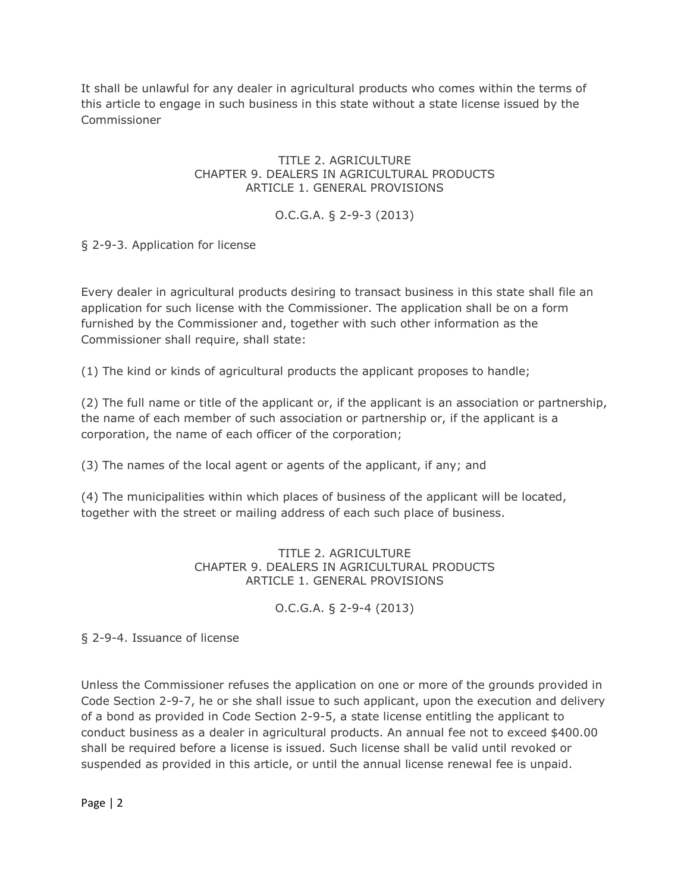It shall be unlawful for any dealer in agricultural products who comes within the terms of this article to engage in such business in this state without a state license issued by the Commissioner

TITLE 2. AGRICULTURE
CHAPTER 9. DEALERS IN AGRICULTURAL PRODUCTS
ARTICLE 1. GENERAL PROVISIONS

O.C.G.A. § 2-9-3 (2013)

§ 2-9-3. Application for license

Every dealer in agricultural products desiring to transact business in this state shall file an application for such license with the Commissioner. The application shall be on a form furnished by the Commissioner and, together with such other information as the Commissioner shall require, shall state:

(1) The kind or kinds of agricultural products the applicant proposes to handle;

(2) The full name or title of the applicant or, if the applicant is an association or partnership, the name of each member of such association or partnership or, if the applicant is a corporation, the name of each officer of the corporation;

(3) The names of the local agent or agents of the applicant, if any; and

(4) The municipalities within which places of business of the applicant will be located, together with the street or mailing address of each such place of business.

TITLE 2. AGRICULTURE
CHAPTER 9. DEALERS IN AGRICULTURAL PRODUCTS
ARTICLE 1. GENERAL PROVISIONS

O.C.G.A. § 2-9-4 (2013)

§ 2-9-4. Issuance of license

Unless the Commissioner refuses the application on one or more of the grounds provided in Code Section 2-9-7, he or she shall issue to such applicant, upon the execution and delivery of a bond as provided in Code Section 2-9-5, a state license entitling the applicant to conduct business as a dealer in agricultural products. An annual fee not to exceed $400.00 shall be required before a license is issued. Such license shall be valid until revoked or suspended as provided in this article, or until the annual license renewal fee is unpaid.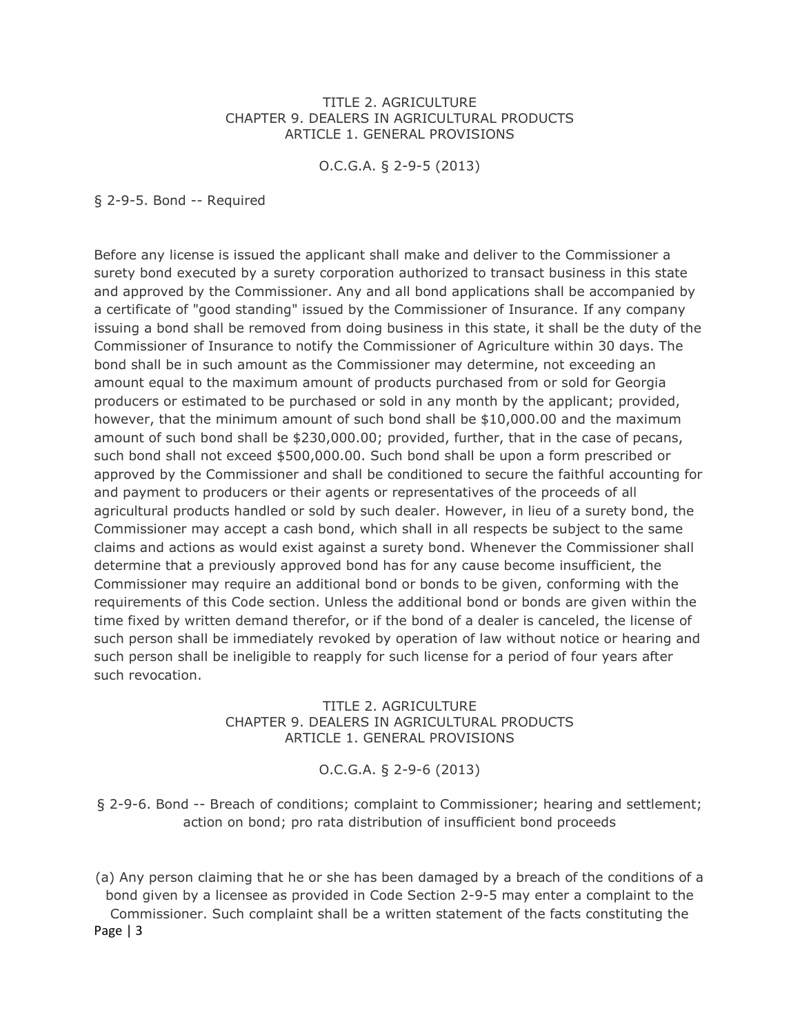TITLE 2. AGRICULTURE
CHAPTER 9. DEALERS IN AGRICULTURAL PRODUCTS
ARTICLE 1. GENERAL PROVISIONS

O.C.G.A. § 2-9-5 (2013)

§ 2-9-5. Bond -- Required

Before any license is issued the applicant shall make and deliver to the Commissioner a surety bond executed by a surety corporation authorized to transact business in this state and approved by the Commissioner. Any and all bond applications shall be accompanied by a certificate of "good standing" issued by the Commissioner of Insurance. If any company issuing a bond shall be removed from doing business in this state, it shall be the duty of the Commissioner of Insurance to notify the Commissioner of Agriculture within 30 days. The bond shall be in such amount as the Commissioner may determine, not exceeding an amount equal to the maximum amount of products purchased from or sold for Georgia producers or estimated to be purchased or sold in any month by the applicant; provided, however, that the minimum amount of such bond shall be $10,000.00 and the maximum amount of such bond shall be $230,000.00; provided, further, that in the case of pecans, such bond shall not exceed $500,000.00. Such bond shall be upon a form prescribed or approved by the Commissioner and shall be conditioned to secure the faithful accounting for and payment to producers or their agents or representatives of the proceeds of all agricultural products handled or sold by such dealer. However, in lieu of a surety bond, the Commissioner may accept a cash bond, which shall in all respects be subject to the same claims and actions as would exist against a surety bond. Whenever the Commissioner shall determine that a previously approved bond has for any cause become insufficient, the Commissioner may require an additional bond or bonds to be given, conforming with the requirements of this Code section. Unless the additional bond or bonds are given within the time fixed by written demand therefor, or if the bond of a dealer is canceled, the license of such person shall be immediately revoked by operation of law without notice or hearing and such person shall be ineligible to reapply for such license for a period of four years after such revocation.

TITLE 2. AGRICULTURE
CHAPTER 9. DEALERS IN AGRICULTURAL PRODUCTS
ARTICLE 1. GENERAL PROVISIONS

O.C.G.A. § 2-9-6 (2013)

§ 2-9-6. Bond -- Breach of conditions; complaint to Commissioner; hearing and settlement; action on bond; pro rata distribution of insufficient bond proceeds

(a) Any person claiming that he or she has been damaged by a breach of the conditions of a bond given by a licensee as provided in Code Section 2-9-5 may enter a complaint to the Commissioner. Such complaint shall be a written statement of the facts constituting the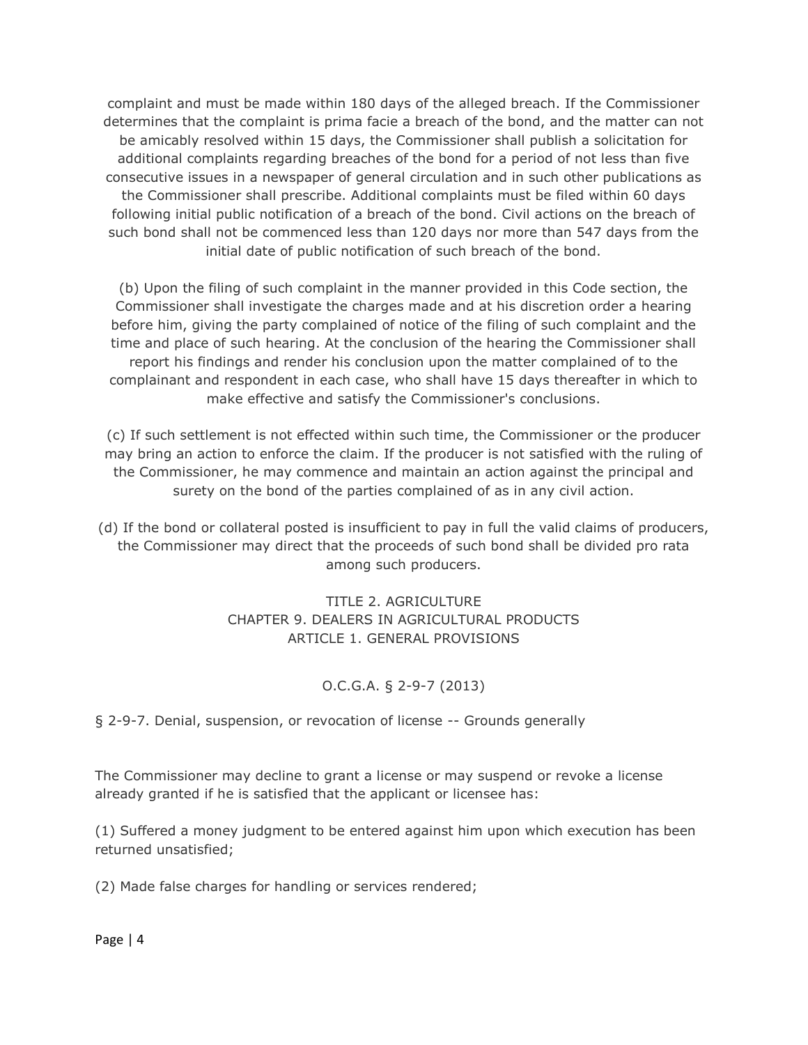complaint and must be made within 180 days of the alleged breach. If the Commissioner determines that the complaint is prima facie a breach of the bond, and the matter can not be amicably resolved within 15 days, the Commissioner shall publish a solicitation for additional complaints regarding breaches of the bond for a period of not less than five consecutive issues in a newspaper of general circulation and in such other publications as the Commissioner shall prescribe. Additional complaints must be filed within 60 days following initial public notification of a breach of the bond. Civil actions on the breach of such bond shall not be commenced less than 120 days nor more than 547 days from the initial date of public notification of such breach of the bond.

(b) Upon the filing of such complaint in the manner provided in this Code section, the Commissioner shall investigate the charges made and at his discretion order a hearing before him, giving the party complained of notice of the filing of such complaint and the time and place of such hearing. At the conclusion of the hearing the Commissioner shall report his findings and render his conclusion upon the matter complained of to the complainant and respondent in each case, who shall have 15 days thereafter in which to make effective and satisfy the Commissioner's conclusions.

(c) If such settlement is not effected within such time, the Commissioner or the producer may bring an action to enforce the claim. If the producer is not satisfied with the ruling of the Commissioner, he may commence and maintain an action against the principal and surety on the bond of the parties complained of as in any civil action.

(d) If the bond or collateral posted is insufficient to pay in full the valid claims of producers, the Commissioner may direct that the proceeds of such bond shall be divided pro rata among such producers.

TITLE 2. AGRICULTURE
CHAPTER 9. DEALERS IN AGRICULTURAL PRODUCTS
ARTICLE 1. GENERAL PROVISIONS

O.C.G.A. § 2-9-7 (2013)

§ 2-9-7. Denial, suspension, or revocation of license -- Grounds generally

The Commissioner may decline to grant a license or may suspend or revoke a license already granted if he is satisfied that the applicant or licensee has:

(1) Suffered a money judgment to be entered against him upon which execution has been returned unsatisfied;

(2) Made false charges for handling or services rendered;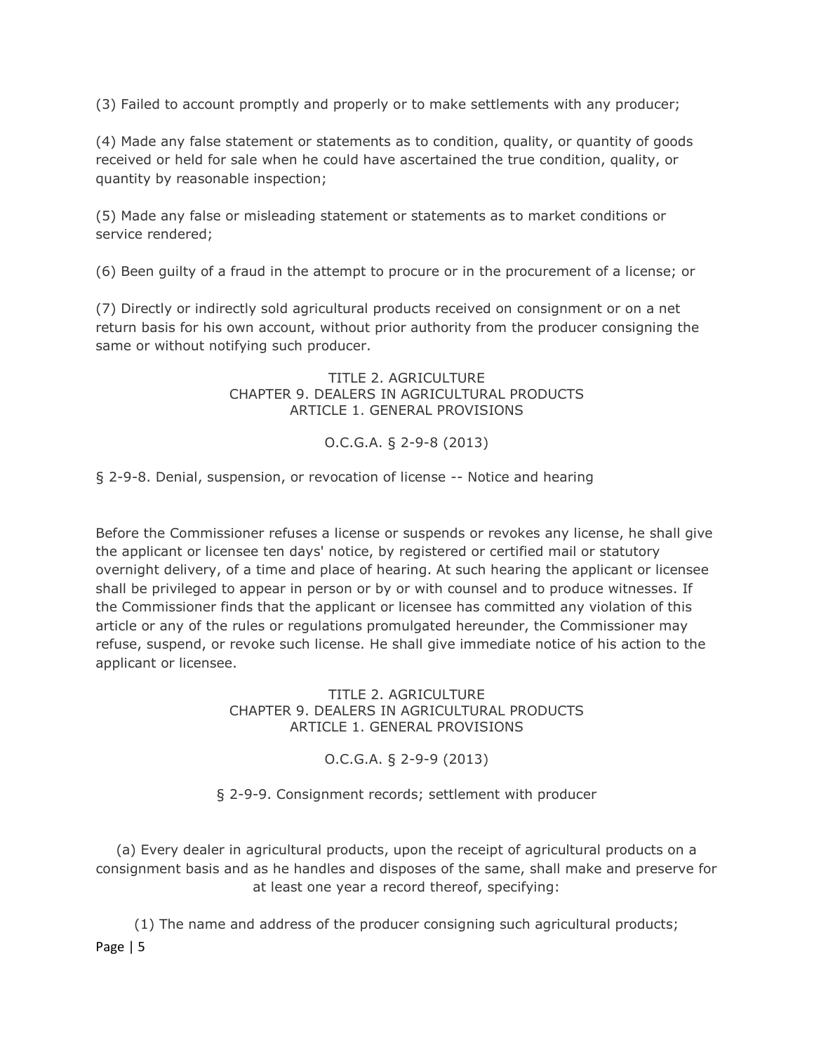(3) Failed to account promptly and properly or to make settlements with any producer;

(4) Made any false statement or statements as to condition, quality, or quantity of goods received or held for sale when he could have ascertained the true condition, quality, or quantity by reasonable inspection;

(5) Made any false or misleading statement or statements as to market conditions or service rendered;

(6) Been guilty of a fraud in the attempt to procure or in the procurement of a license; or

(7) Directly or indirectly sold agricultural products received on consignment or on a net return basis for his own account, without prior authority from the producer consigning the same or without notifying such producer.

TITLE 2. AGRICULTURE
CHAPTER 9. DEALERS IN AGRICULTURAL PRODUCTS
ARTICLE 1. GENERAL PROVISIONS

O.C.G.A. § 2-9-8 (2013)

§ 2-9-8. Denial, suspension, or revocation of license -- Notice and hearing

Before the Commissioner refuses a license or suspends or revokes any license, he shall give the applicant or licensee ten days' notice, by registered or certified mail or statutory overnight delivery, of a time and place of hearing. At such hearing the applicant or licensee shall be privileged to appear in person or by or with counsel and to produce witnesses. If the Commissioner finds that the applicant or licensee has committed any violation of this article or any of the rules or regulations promulgated hereunder, the Commissioner may refuse, suspend, or revoke such license. He shall give immediate notice of his action to the applicant or licensee.

TITLE 2. AGRICULTURE
CHAPTER 9. DEALERS IN AGRICULTURAL PRODUCTS
ARTICLE 1. GENERAL PROVISIONS

O.C.G.A. § 2-9-9 (2013)

§ 2-9-9. Consignment records; settlement with producer

(a) Every dealer in agricultural products, upon the receipt of agricultural products on a consignment basis and as he handles and disposes of the same, shall make and preserve for at least one year a record thereof, specifying:

(1) The name and address of the producer consigning such agricultural products;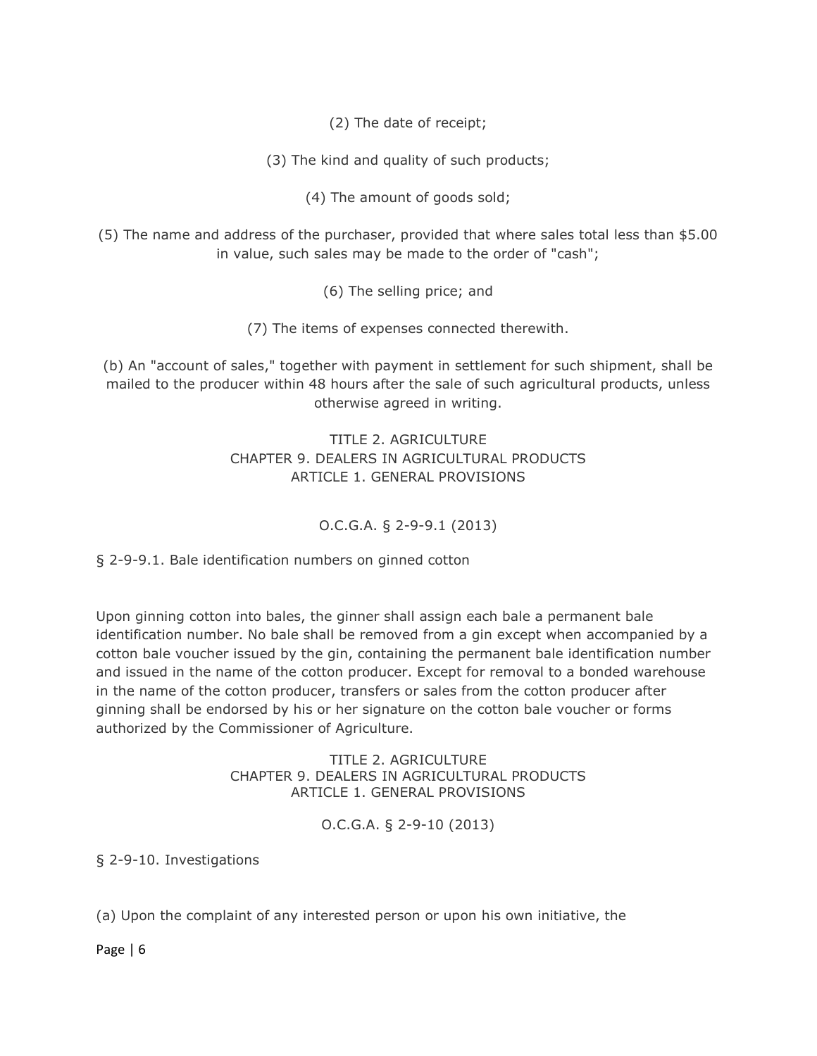(2) The date of receipt;

(3) The kind and quality of such products;

(4) The amount of goods sold;

(5) The name and address of the purchaser, provided that where sales total less than $5.00 in value, such sales may be made to the order of "cash";

(6) The selling price; and

(7) The items of expenses connected therewith.

(b) An "account of sales," together with payment in settlement for such shipment, shall be mailed to the producer within 48 hours after the sale of such agricultural products, unless otherwise agreed in writing.

TITLE 2. AGRICULTURE
CHAPTER 9. DEALERS IN AGRICULTURAL PRODUCTS
ARTICLE 1. GENERAL PROVISIONS

O.C.G.A. § 2-9-9.1 (2013)

§ 2-9-9.1. Bale identification numbers on ginned cotton

Upon ginning cotton into bales, the ginner shall assign each bale a permanent bale identification number. No bale shall be removed from a gin except when accompanied by a cotton bale voucher issued by the gin, containing the permanent bale identification number and issued in the name of the cotton producer. Except for removal to a bonded warehouse in the name of the cotton producer, transfers or sales from the cotton producer after ginning shall be endorsed by his or her signature on the cotton bale voucher or forms authorized by the Commissioner of Agriculture.

TITLE 2. AGRICULTURE
CHAPTER 9. DEALERS IN AGRICULTURAL PRODUCTS
ARTICLE 1. GENERAL PROVISIONS

O.C.G.A. § 2-9-10 (2013)

§ 2-9-10. Investigations

(a) Upon the complaint of any interested person or upon his own initiative, the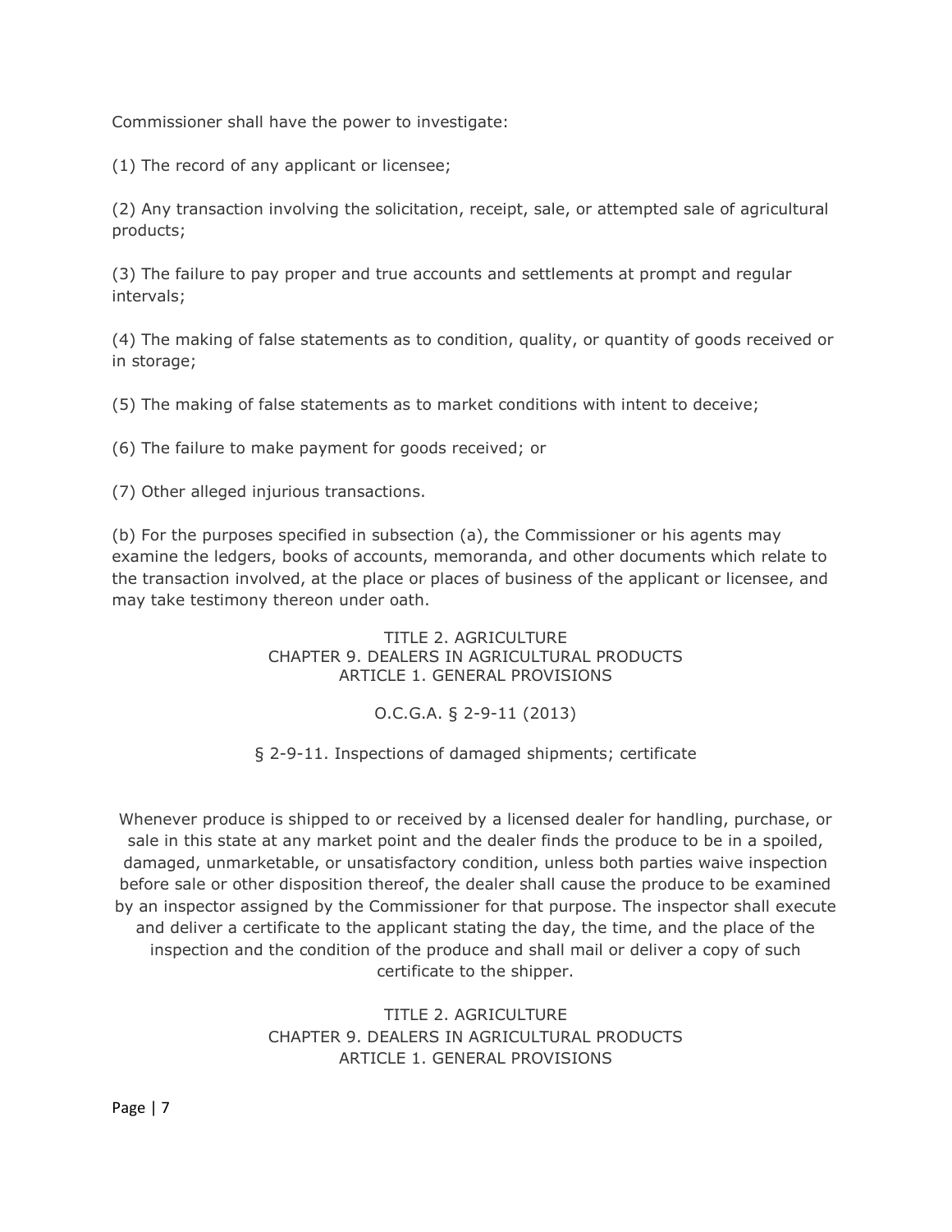Commissioner shall have the power to investigate:

(1) The record of any applicant or licensee;

(2) Any transaction involving the solicitation, receipt, sale, or attempted sale of agricultural products;

(3) The failure to pay proper and true accounts and settlements at prompt and regular intervals;

(4) The making of false statements as to condition, quality, or quantity of goods received or in storage;

(5) The making of false statements as to market conditions with intent to deceive;

(6) The failure to make payment for goods received; or

(7) Other alleged injurious transactions.

(b) For the purposes specified in subsection (a), the Commissioner or his agents may examine the ledgers, books of accounts, memoranda, and other documents which relate to the transaction involved, at the place or places of business of the applicant or licensee, and may take testimony thereon under oath.

TITLE 2. AGRICULTURE
CHAPTER 9. DEALERS IN AGRICULTURAL PRODUCTS
ARTICLE 1. GENERAL PROVISIONS

O.C.G.A. § 2-9-11 (2013)

§ 2-9-11. Inspections of damaged shipments; certificate

Whenever produce is shipped to or received by a licensed dealer for handling, purchase, or sale in this state at any market point and the dealer finds the produce to be in a spoiled, damaged, unmarketable, or unsatisfactory condition, unless both parties waive inspection before sale or other disposition thereof, the dealer shall cause the produce to be examined by an inspector assigned by the Commissioner for that purpose. The inspector shall execute and deliver a certificate to the applicant stating the day, the time, and the place of the inspection and the condition of the produce and shall mail or deliver a copy of such certificate to the shipper.

TITLE 2. AGRICULTURE
CHAPTER 9. DEALERS IN AGRICULTURAL PRODUCTS
ARTICLE 1. GENERAL PROVISIONS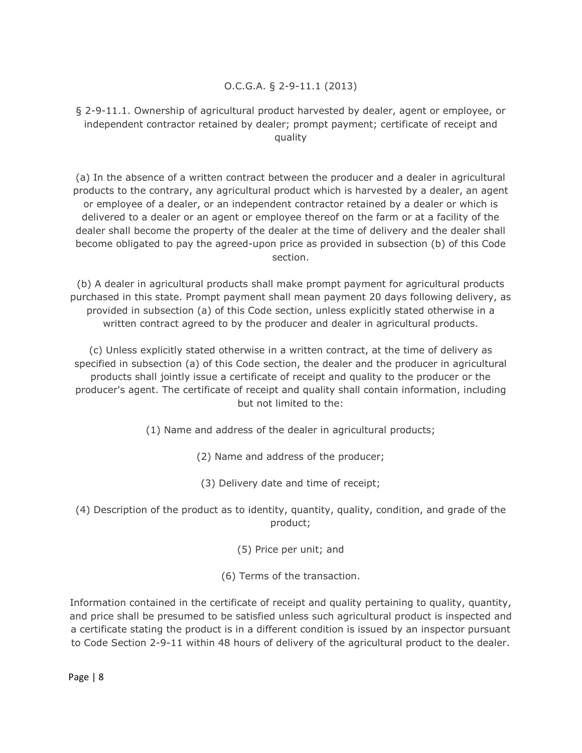O.C.G.A. § 2-9-11.1 (2013)

## § 2-9-11.1. Ownership of agricultural product harvested by dealer, agent or employee, or independent contractor retained by dealer; prompt payment; certificate of receipt and quality

(a) In the absence of a written contract between the producer and a dealer in agricultural products to the contrary, any agricultural product which is harvested by a dealer, an agent or employee of a dealer, or an independent contractor retained by a dealer or which is delivered to a dealer or an agent or employee thereof on the farm or at a facility of the dealer shall become the property of the dealer at the time of delivery and the dealer shall become obligated to pay the agreed-upon price as provided in subsection (b) of this Code section.

(b) A dealer in agricultural products shall make prompt payment for agricultural products purchased in this state. Prompt payment shall mean payment 20 days following delivery, as provided in subsection (a) of this Code section, unless explicitly stated otherwise in a written contract agreed to by the producer and dealer in agricultural products.

(c) Unless explicitly stated otherwise in a written contract, at the time of delivery as specified in subsection (a) of this Code section, the dealer and the producer in agricultural products shall jointly issue a certificate of receipt and quality to the producer or the producer's agent. The certificate of receipt and quality shall contain information, including but not limited to the:

(1) Name and address of the dealer in agricultural products;

(2) Name and address of the producer;

(3) Delivery date and time of receipt;

(4) Description of the product as to identity, quantity, quality, condition, and grade of the product;

(5) Price per unit; and

(6) Terms of the transaction.

Information contained in the certificate of receipt and quality pertaining to quality, quantity, and price shall be presumed to be satisfied unless such agricultural product is inspected and a certificate stating the product is in a different condition is issued by an inspector pursuant to Code Section 2-9-11 within 48 hours of delivery of the agricultural product to the dealer.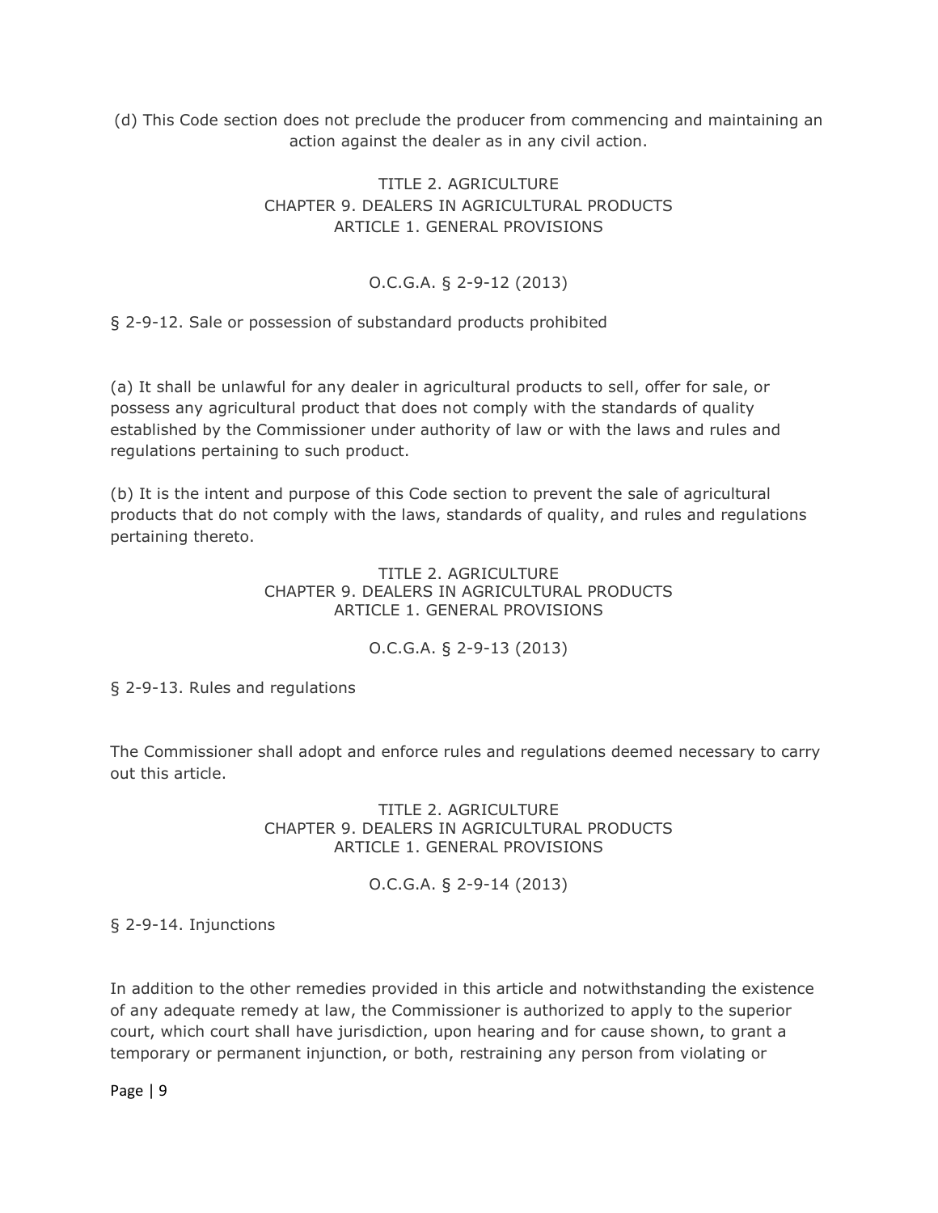(d) This Code section does not preclude the producer from commencing and maintaining an action against the dealer as in any civil action.

TITLE 2. AGRICULTURE
CHAPTER 9. DEALERS IN AGRICULTURAL PRODUCTS
ARTICLE 1. GENERAL PROVISIONS

O.C.G.A. § 2-9-12 (2013)

§ 2-9-12. Sale or possession of substandard products prohibited

(a) It shall be unlawful for any dealer in agricultural products to sell, offer for sale, or possess any agricultural product that does not comply with the standards of quality established by the Commissioner under authority of law or with the laws and rules and regulations pertaining to such product.

(b) It is the intent and purpose of this Code section to prevent the sale of agricultural products that do not comply with the laws, standards of quality, and rules and regulations pertaining thereto.

TITLE 2. AGRICULTURE
CHAPTER 9. DEALERS IN AGRICULTURAL PRODUCTS
ARTICLE 1. GENERAL PROVISIONS

O.C.G.A. § 2-9-13 (2013)

§ 2-9-13. Rules and regulations

The Commissioner shall adopt and enforce rules and regulations deemed necessary to carry out this article.

TITLE 2. AGRICULTURE
CHAPTER 9. DEALERS IN AGRICULTURAL PRODUCTS
ARTICLE 1. GENERAL PROVISIONS

O.C.G.A. § 2-9-14 (2013)

§ 2-9-14. Injunctions

In addition to the other remedies provided in this article and notwithstanding the existence of any adequate remedy at law, the Commissioner is authorized to apply to the superior court, which court shall have jurisdiction, upon hearing and for cause shown, to grant a temporary or permanent injunction, or both, restraining any person from violating or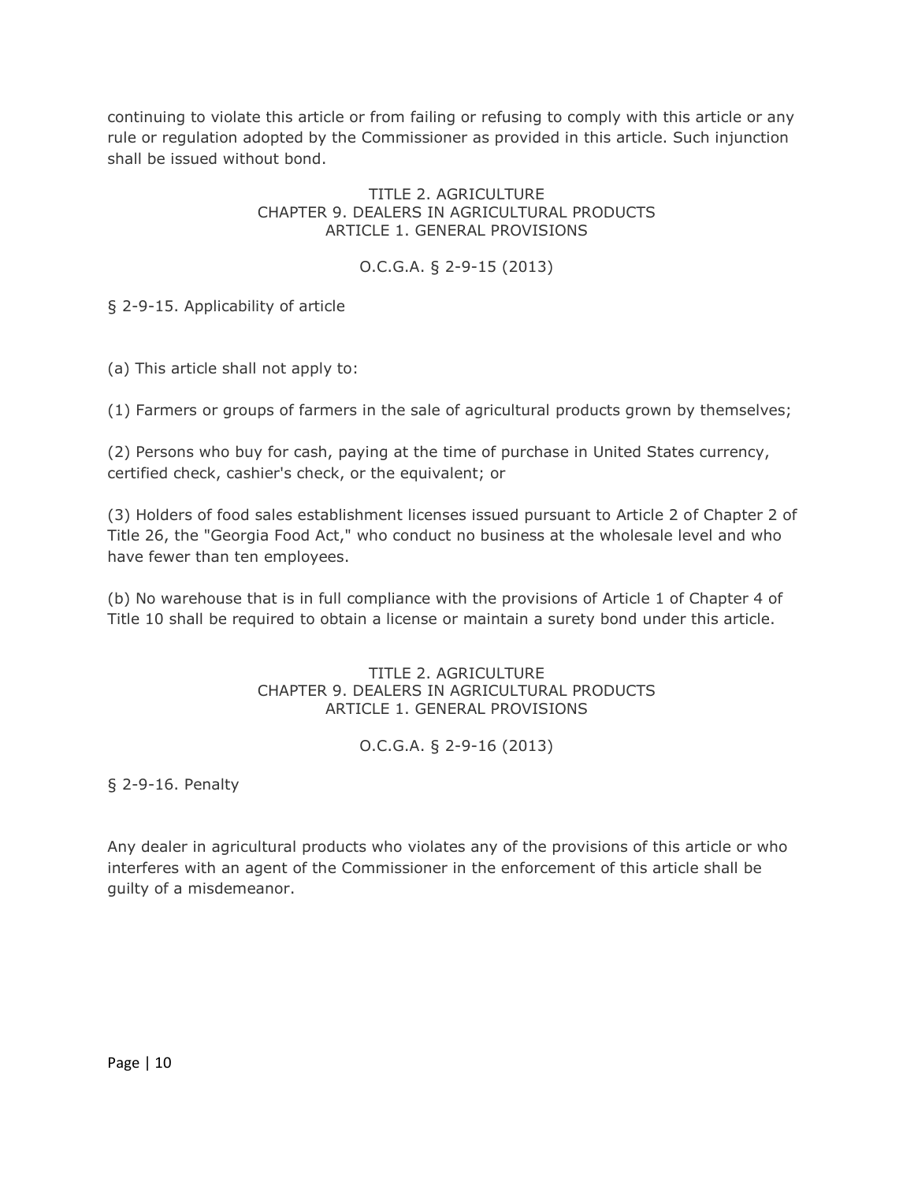continuing to violate this article or from failing or refusing to comply with this article or any rule or regulation adopted by the Commissioner as provided in this article. Such injunction shall be issued without bond.

TITLE 2. AGRICULTURE
CHAPTER 9. DEALERS IN AGRICULTURAL PRODUCTS
ARTICLE 1. GENERAL PROVISIONS

O.C.G.A. § 2-9-15 (2013)

§ 2-9-15. Applicability of article

(a) This article shall not apply to:

(1) Farmers or groups of farmers in the sale of agricultural products grown by themselves;

(2) Persons who buy for cash, paying at the time of purchase in United States currency, certified check, cashier's check, or the equivalent; or

(3) Holders of food sales establishment licenses issued pursuant to Article 2 of Chapter 2 of Title 26, the "Georgia Food Act," who conduct no business at the wholesale level and who have fewer than ten employees.

(b) No warehouse that is in full compliance with the provisions of Article 1 of Chapter 4 of Title 10 shall be required to obtain a license or maintain a surety bond under this article.

TITLE 2. AGRICULTURE
CHAPTER 9. DEALERS IN AGRICULTURAL PRODUCTS
ARTICLE 1. GENERAL PROVISIONS

O.C.G.A. § 2-9-16 (2013)

§ 2-9-16. Penalty

Any dealer in agricultural products who violates any of the provisions of this article or who interferes with an agent of the Commissioner in the enforcement of this article shall be guilty of a misdemeanor.